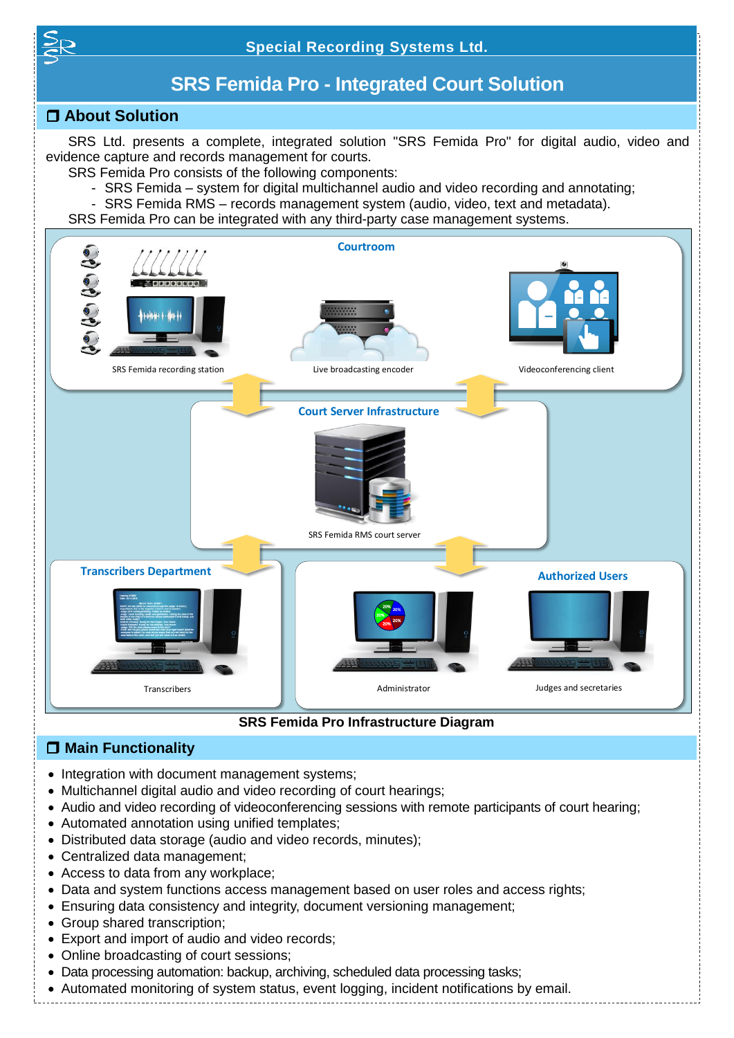**Special Recording Systems Ltd.**

# SRS Femida Pro - Integrated Court Solution

## ❐ About Solution

SRS Ltd. presents a complete, integrated solution "SRS Femida Pro" for digital audio, video and evidence capture and records management for courts.

SRS Femida Pro consists of the following components:

- SRS Femida – system for digital multichannel audio and video recording and annotating;
- SRS Femida RMS – records management system (audio, video, text and metadata).

SRS Femida Pro can be integrated with any third-party case management systems.

Courtroom

SRS Femida recording station

Live broadcasting encoder

Videoconferencing client

Court Server Infrastructure

SRS Femida RMS court server

Transcribers Department

Transcribers

Authorized Users

Administrator

Judges and secretaries

**SRS Femida Pro Infrastructure Diagram**

## ❐ Main Functionality

- Integration with document management systems;
- Multichannel digital audio and video recording of court hearings;
- Audio and video recording of videoconferencing sessions with remote participants of court hearing;
- Automated annotation using unified templates;
- Distributed data storage (audio and video records, minutes);
- Centralized data management;
- Access to data from any workplace;
- Data and system functions access management based on user roles and access rights;
- Ensuring data consistency and integrity, document versioning management;
- Group shared transcription;
- Export and import of audio and video records;
- Online broadcasting of court sessions;
- Data processing automation: backup, archiving, scheduled data processing tasks;
- Automated monitoring of system status, event logging, incident notifications by email.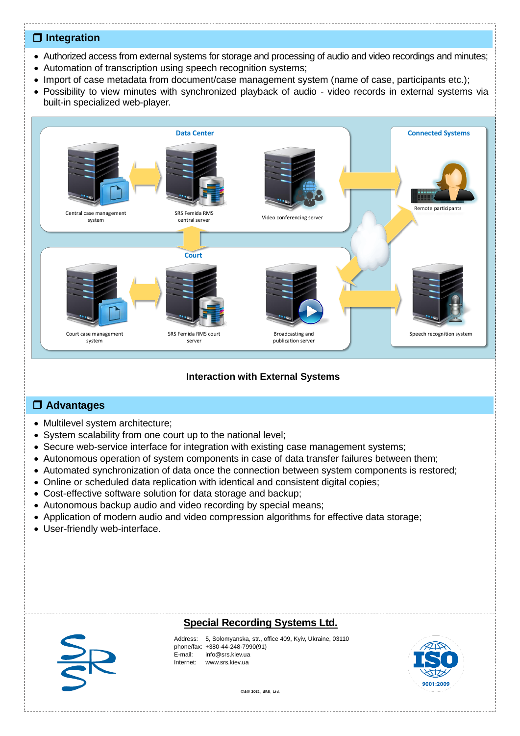## ❐ Integration

- Authorized access from external systems for storage and processing of audio and video recordings and minutes;
- Automation of transcription using speech recognition systems;
- Import of case metadata from document/case management system (name of case, participants etc.);
- Possibility to view minutes with synchronized playback of audio - video records in external systems via built-in specialized web-player.

Data Center

Central case management system

SRS Femida RMS central server

Video conferencing server

Connected Systems

Remote participants

Court

Court case management system

SRS Femida RMS court server

Broadcasting and publication server

Speech recognition system

**Interaction with External Systems**

## ❐ Advantages

- Multilevel system architecture;
- System scalability from one court up to the national level;
- Secure web-service interface for integration with existing case management systems;
- Autonomous operation of system components in case of data transfer failures between them;
- Automated synchronization of data once the connection between system components is restored;
- Online or scheduled data replication with identical and consistent digital copies;
- Cost-effective software solution for data storage and backup;
- Autonomous backup audio and video recording by special means;
- Application of modern audio and video compression algorithms for effective data storage;
- User-friendly web-interface.

**Special Recording Systems Ltd.**

Address: 5, Solomyanska, str., office 409, Kyiv, Ukraine, 03110
phone/fax: +380-44-248-7990(91)
E-mail: info@srs.kiev.ua
Internet: www.srs.kiev.ua

ISO 9001:2009

©&® 2021, SRS, Ltd.